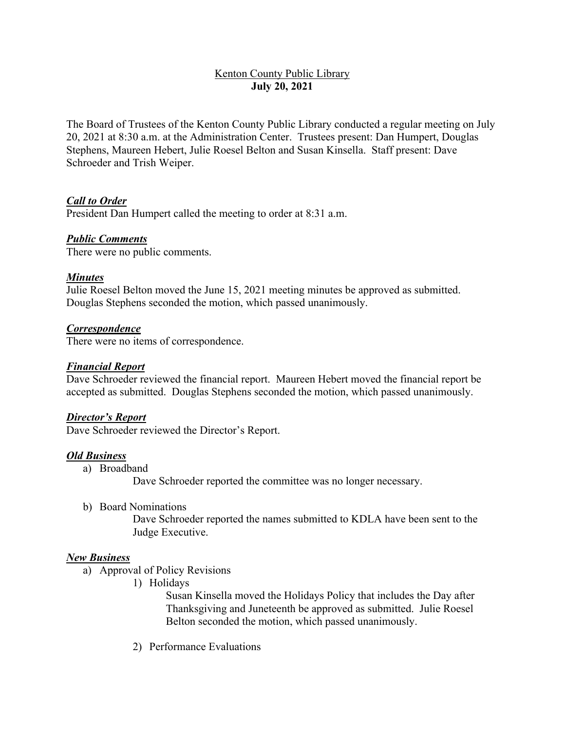Kenton County Public Library
**July 20, 2021**

The Board of Trustees of the Kenton County Public Library conducted a regular meeting on July 20, 2021 at 8:30 a.m. at the Administration Center. Trustees present: Dan Humpert, Douglas Stephens, Maureen Hebert, Julie Roesel Belton and Susan Kinsella. Staff present: Dave Schroeder and Trish Weiper.

***Call to Order***

President Dan Humpert called the meeting to order at 8:31 a.m.

***Public Comments***

There were no public comments.

***Minutes***

Julie Roesel Belton moved the June 15, 2021 meeting minutes be approved as submitted. Douglas Stephens seconded the motion, which passed unanimously.

***Correspondence***

There were no items of correspondence.

***Financial Report***

Dave Schroeder reviewed the financial report. Maureen Hebert moved the financial report be accepted as submitted. Douglas Stephens seconded the motion, which passed unanimously.

***Director's Report***

Dave Schroeder reviewed the Director's Report.

***Old Business***

a) Broadband

Dave Schroeder reported the committee was no longer necessary.

b) Board Nominations

Dave Schroeder reported the names submitted to KDLA have been sent to the Judge Executive.

***New Business***

a) Approval of Policy Revisions

1) Holidays

Susan Kinsella moved the Holidays Policy that includes the Day after Thanksgiving and Juneteenth be approved as submitted. Julie Roesel Belton seconded the motion, which passed unanimously.

2) Performance Evaluations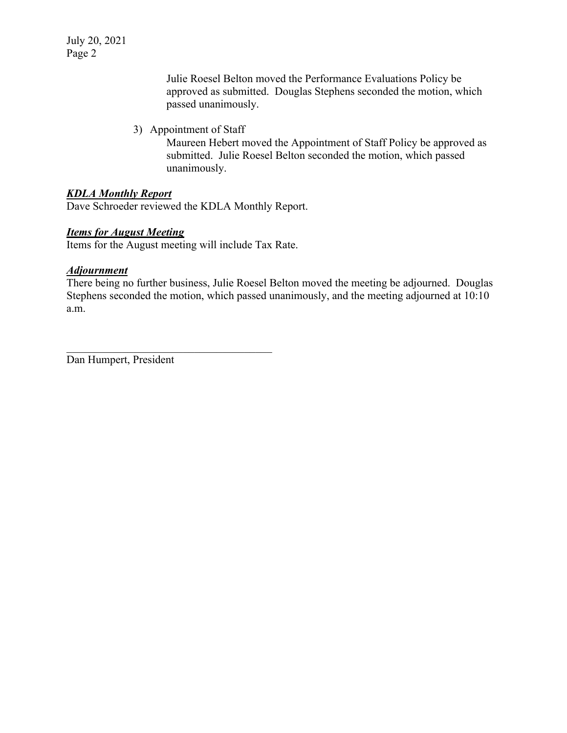Julie Roesel Belton moved the Performance Evaluations Policy be approved as submitted. Douglas Stephens seconded the motion, which passed unanimously.

3) Appointment of Staff

Maureen Hebert moved the Appointment of Staff Policy be approved as submitted. Julie Roesel Belton seconded the motion, which passed unanimously.

***KDLA Monthly Report***

Dave Schroeder reviewed the KDLA Monthly Report.

***Items for August Meeting***

Items for the August meeting will include Tax Rate.

***Adjournment***

There being no further business, Julie Roesel Belton moved the meeting be adjourned. Douglas Stephens seconded the motion, which passed unanimously, and the meeting adjourned at 10:10 a.m.

\_\_\_\_\_\_\_\_\_\_\_\_\_\_\_\_\_\_\_\_\_\_\_\_\_\_\_\_\_\_\_\_\_\_\_\_\_\_\_\_

Dan Humpert, President